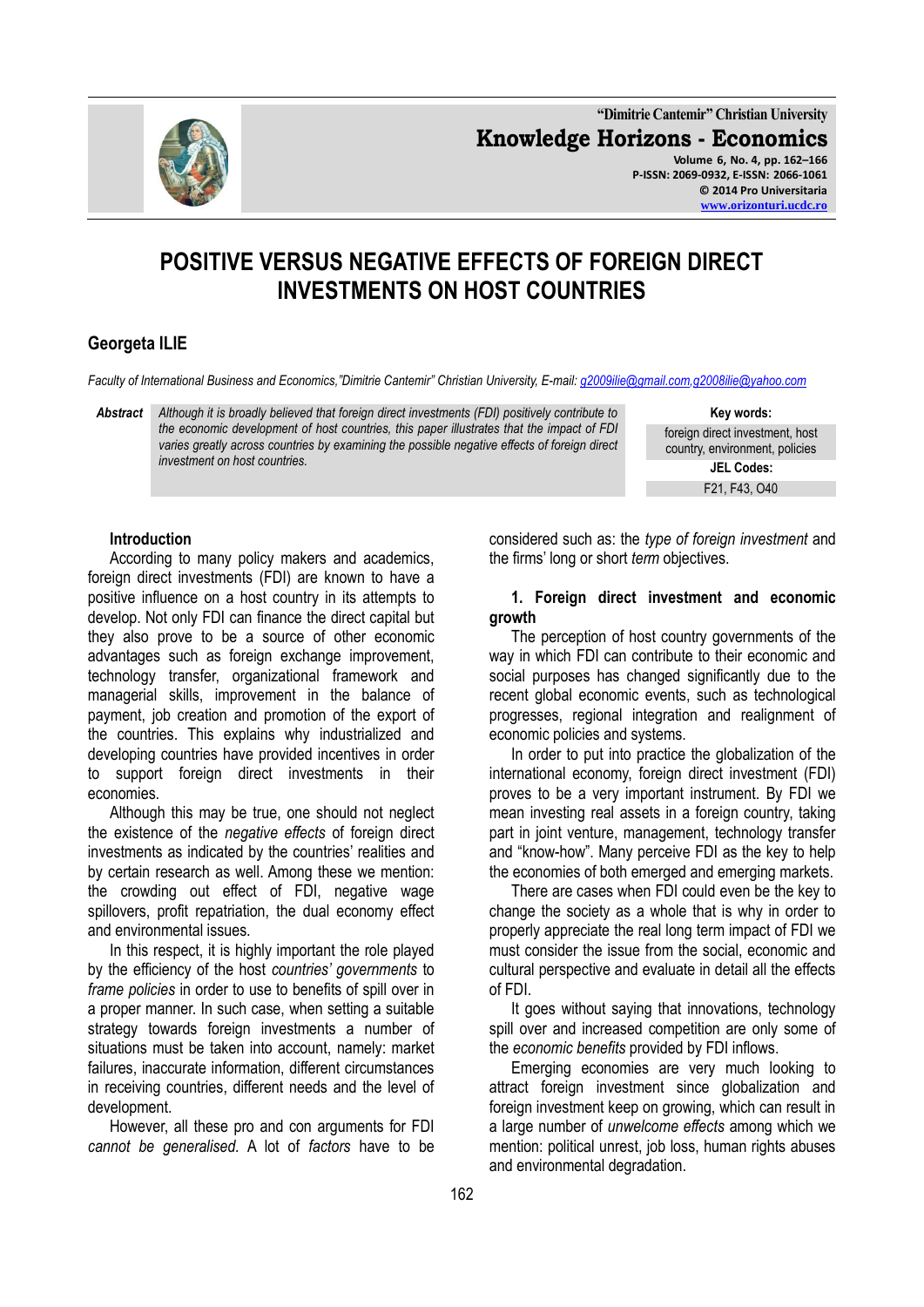"Dimitrie Cantemir" Christian University

**Knowledge Horizons - Economics**

Volume 6, No. 4, pp. 162–166
P-ISSN: 2069-0932, E-ISSN: 2066-1061
© 2014 Pro Universitaria
www.orizonturi.ucdc.ro

# POSITIVE VERSUS NEGATIVE EFFECTS OF FOREIGN DIRECT INVESTMENTS ON HOST COUNTRIES

## Georgeta ILIE

*Faculty of International Business and Economics,"Dimitrie Cantemir" Christian University, E-mail: g2009ilie@gmail.com,g2008ilie@yahoo.com*

**Abstract** *Although it is broadly believed that foreign direct investments (FDI) positively contribute to the economic development of host countries, this paper illustrates that the impact of FDI varies greatly across countries by examining the possible negative effects of foreign direct investment on host countries.*

**Key words:**
foreign direct investment, host country, environment, policies

**JEL Codes:**
F21, F43, O40

### Introduction

According to many policy makers and academics, foreign direct investments (FDI) are known to have a positive influence on a host country in its attempts to develop. Not only FDI can finance the direct capital but they also prove to be a source of other economic advantages such as foreign exchange improvement, technology transfer, organizational framework and managerial skills, improvement in the balance of payment, job creation and promotion of the export of the countries. This explains why industrialized and developing countries have provided incentives in order to support foreign direct investments in their economies.

Although this may be true, one should not neglect the existence of the *negative effects* of foreign direct investments as indicated by the countries' realities and by certain research as well. Among these we mention: the crowding out effect of FDI, negative wage spillovers, profit repatriation, the dual economy effect and environmental issues.

In this respect, it is highly important the role played by the efficiency of the host *countries' governments* to *frame policies* in order to use to benefits of spill over in a proper manner. In such case, when setting a suitable strategy towards foreign investments a number of situations must be taken into account, namely: market failures, inaccurate information, different circumstances in receiving countries, different needs and the level of development.

However, all these pro and con arguments for FDI *cannot be generalised.* A lot of *factors* have to be considered such as: the *type of foreign investment* and the firms' long or short *term* objectives.

### 1. Foreign direct investment and economic growth

The perception of host country governments of the way in which FDI can contribute to their economic and social purposes has changed significantly due to the recent global economic events, such as technological progresses, regional integration and realignment of economic policies and systems.

In order to put into practice the globalization of the international economy, foreign direct investment (FDI) proves to be a very important instrument. By FDI we mean investing real assets in a foreign country, taking part in joint venture, management, technology transfer and "know-how". Many perceive FDI as the key to help the economies of both emerged and emerging markets.

There are cases when FDI could even be the key to change the society as a whole that is why in order to properly appreciate the real long term impact of FDI we must consider the issue from the social, economic and cultural perspective and evaluate in detail all the effects of FDI.

It goes without saying that innovations, technology spill over and increased competition are only some of the *economic benefits* provided by FDI inflows.

Emerging economies are very much looking to attract foreign investment since globalization and foreign investment keep on growing, which can result in a large number of *unwelcome effects* among which we mention: political unrest, job loss, human rights abuses and environmental degradation.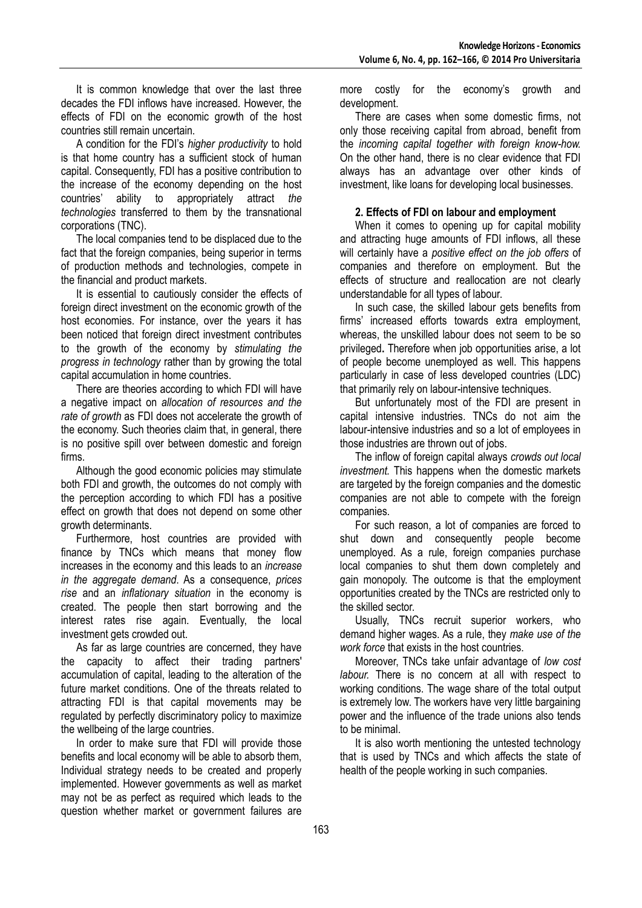It is common knowledge that over the last three decades the FDI inflows have increased. However, the effects of FDI on the economic growth of the host countries still remain uncertain.

A condition for the FDI's *higher productivity* to hold is that home country has a sufficient stock of human capital. Consequently, FDI has a positive contribution to the increase of the economy depending on the host countries' ability to appropriately attract *the technologies* transferred to them by the transnational corporations (TNC).

The local companies tend to be displaced due to the fact that the foreign companies, being superior in terms of production methods and technologies, compete in the financial and product markets.

It is essential to cautiously consider the effects of foreign direct investment on the economic growth of the host economies. For instance, over the years it has been noticed that foreign direct investment contributes to the growth of the economy by *stimulating the progress in technology* rather than by growing the total capital accumulation in home countries.

There are theories according to which FDI will have a negative impact on *allocation of resources and the rate of growth* as FDI does not accelerate the growth of the economy. Such theories claim that, in general, there is no positive spill over between domestic and foreign firms.

Although the good economic policies may stimulate both FDI and growth, the outcomes do not comply with the perception according to which FDI has a positive effect on growth that does not depend on some other growth determinants.

Furthermore, host countries are provided with finance by TNCs which means that money flow increases in the economy and this leads to an *increase in the aggregate demand*. As a consequence, *prices rise* and an *inflationary situation* in the economy is created. The people then start borrowing and the interest rates rise again. Eventually, the local investment gets crowded out.

As far as large countries are concerned, they have the capacity to affect their trading partners' accumulation of capital, leading to the alteration of the future market conditions. One of the threats related to attracting FDI is that capital movements may be regulated by perfectly discriminatory policy to maximize the wellbeing of the large countries.

In order to make sure that FDI will provide those benefits and local economy will be able to absorb them, Individual strategy needs to be created and properly implemented. However governments as well as market may not be as perfect as required which leads to the question whether market or government failures are more costly for the economy's growth and development.

There are cases when some domestic firms, not only those receiving capital from abroad, benefit from the *incoming capital together with foreign know-how.* On the other hand, there is no clear evidence that FDI always has an advantage over other kinds of investment, like loans for developing local businesses.

### 2. Effects of FDI on labour and employment

When it comes to opening up for capital mobility and attracting huge amounts of FDI inflows, all these will certainly have a *positive effect on the job offers* of companies and therefore on employment. But the effects of structure and reallocation are not clearly understandable for all types of labour.

In such case, the skilled labour gets benefits from firms' increased efforts towards extra employment, whereas, the unskilled labour does not seem to be so privileged**.** Therefore when job opportunities arise, a lot of people become unemployed as well. This happens particularly in case of less developed countries (LDC) that primarily rely on labour-intensive techniques.

But unfortunately most of the FDI are present in capital intensive industries. TNCs do not aim the labour-intensive industries and so a lot of employees in those industries are thrown out of jobs.

The inflow of foreign capital always *crowds out local investment.* This happens when the domestic markets are targeted by the foreign companies and the domestic companies are not able to compete with the foreign companies.

For such reason, a lot of companies are forced to shut down and consequently people become unemployed. As a rule, foreign companies purchase local companies to shut them down completely and gain monopoly. The outcome is that the employment opportunities created by the TNCs are restricted only to the skilled sector.

Usually, TNCs recruit superior workers, who demand higher wages. As a rule, they *make use of the work force* that exists in the host countries.

Moreover, TNCs take unfair advantage of *low cost labour.* There is no concern at all with respect to working conditions. The wage share of the total output is extremely low. The workers have very little bargaining power and the influence of the trade unions also tends to be minimal.

It is also worth mentioning the untested technology that is used by TNCs and which affects the state of health of the people working in such companies.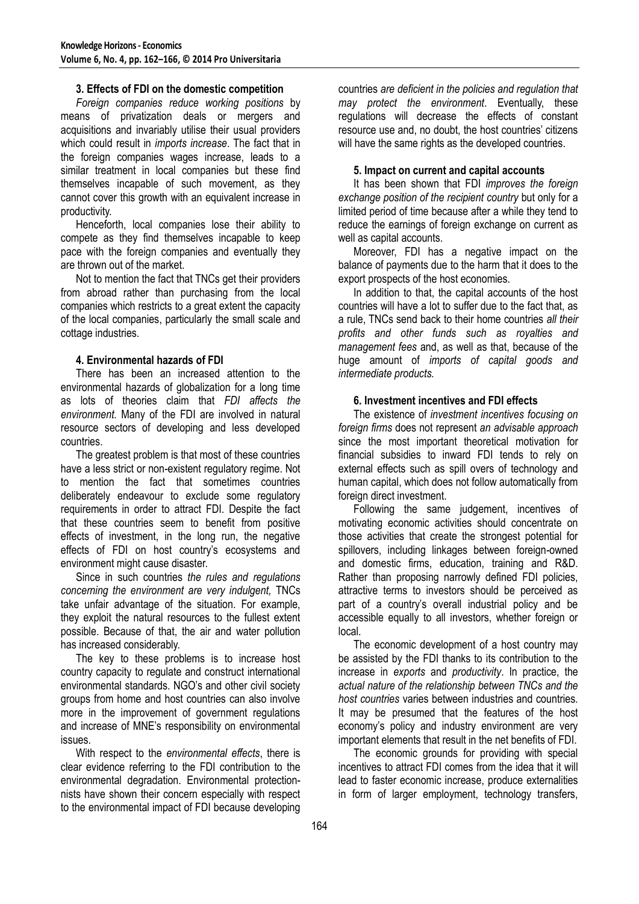### 3. Effects of FDI on the domestic competition

*Foreign companies reduce working positions* by means of privatization deals or mergers and acquisitions and invariably utilise their usual providers which could result in *imports increase*. The fact that in the foreign companies wages increase, leads to a similar treatment in local companies but these find themselves incapable of such movement, as they cannot cover this growth with an equivalent increase in productivity.

Henceforth, local companies lose their ability to compete as they find themselves incapable to keep pace with the foreign companies and eventually they are thrown out of the market.

Not to mention the fact that TNCs get their providers from abroad rather than purchasing from the local companies which restricts to a great extent the capacity of the local companies, particularly the small scale and cottage industries.

### 4. Environmental hazards of FDI

There has been an increased attention to the environmental hazards of globalization for a long time as lots of theories claim that *FDI affects the environment.* Many of the FDI are involved in natural resource sectors of developing and less developed countries.

The greatest problem is that most of these countries have a less strict or non-existent regulatory regime. Not to mention the fact that sometimes countries deliberately endeavour to exclude some regulatory requirements in order to attract FDI. Despite the fact that these countries seem to benefit from positive effects of investment, in the long run, the negative effects of FDI on host country's ecosystems and environment might cause disaster.

Since in such countries *the rules and regulations concerning the environment are very indulgent,* TNCs take unfair advantage of the situation. For example, they exploit the natural resources to the fullest extent possible. Because of that, the air and water pollution has increased considerably.

The key to these problems is to increase host country capacity to regulate and construct international environmental standards. NGO's and other civil society groups from home and host countries can also involve more in the improvement of government regulations and increase of MNE's responsibility on environmental issues.

With respect to the *environmental effects*, there is clear evidence referring to the FDI contribution to the environmental degradation. Environmental protectionnists have shown their concern especially with respect to the environmental impact of FDI because developing countries *are deficient in the policies and regulation that may protect the environment*. Eventually, these regulations will decrease the effects of constant resource use and, no doubt, the host countries' citizens will have the same rights as the developed countries.

### 5. Impact on current and capital accounts

It has been shown that FDI *improves the foreign exchange position of the recipient country* but only for a limited period of time because after a while they tend to reduce the earnings of foreign exchange on current as well as capital accounts.

Moreover, FDI has a negative impact on the balance of payments due to the harm that it does to the export prospects of the host economies.

In addition to that, the capital accounts of the host countries will have a lot to suffer due to the fact that, as a rule, TNCs send back to their home countries *all their profits and other funds such as royalties and management fees* and, as well as that, because of the huge amount of *imports of capital goods and intermediate products.*

### 6. Investment incentives and FDI effects

The existence of *investment incentives focusing on foreign firms* does not represent *an advisable approach* since the most important theoretical motivation for financial subsidies to inward FDI tends to rely on external effects such as spill overs of technology and human capital, which does not follow automatically from foreign direct investment.

Following the same judgement, incentives of motivating economic activities should concentrate on those activities that create the strongest potential for spillovers, including linkages between foreign-owned and domestic firms, education, training and R&D. Rather than proposing narrowly defined FDI policies, attractive terms to investors should be perceived as part of a country's overall industrial policy and be accessible equally to all investors, whether foreign or local.

The economic development of a host country may be assisted by the FDI thanks to its contribution to the increase in *exports* and *productivity*. In practice, the *actual nature of the relationship between TNCs and the host countries* varies between industries and countries. It may be presumed that the features of the host economy's policy and industry environment are very important elements that result in the net benefits of FDI.

The economic grounds for providing with special incentives to attract FDI comes from the idea that it will lead to faster economic increase, produce externalities in form of larger employment, technology transfers,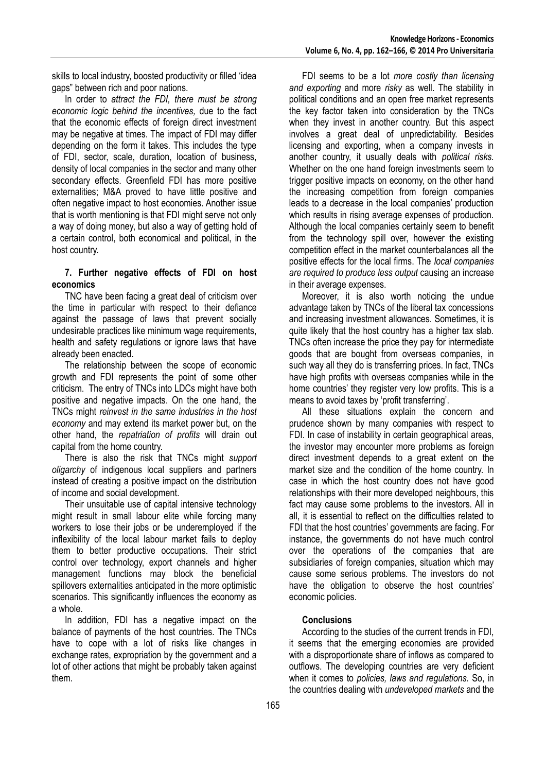skills to local industry, boosted productivity or filled 'idea gaps" between rich and poor nations.

In order to *attract the FDI, there must be strong economic logic behind the incentives,* due to the fact that the economic effects of foreign direct investment may be negative at times. The impact of FDI may differ depending on the form it takes. This includes the type of FDI, sector, scale, duration, location of business, density of local companies in the sector and many other secondary effects. Greenfield FDI has more positive externalities; M&A proved to have little positive and often negative impact to host economies. Another issue that is worth mentioning is that FDI might serve not only a way of doing money, but also a way of getting hold of a certain control, both economical and political, in the host country.

### 7. Further negative effects of FDI on host economics

TNC have been facing a great deal of criticism over the time in particular with respect to their defiance against the passage of laws that prevent socially undesirable practices like minimum wage requirements, health and safety regulations or ignore laws that have already been enacted.

The relationship between the scope of economic growth and FDI represents the point of some other criticism. The entry of TNCs into LDCs might have both positive and negative impacts. On the one hand, the TNCs might *reinvest in the same industries in the host economy* and may extend its market power but, on the other hand, the *repatriation of profits* will drain out capital from the home country.

There is also the risk that TNCs might *support oligarchy* of indigenous local suppliers and partners instead of creating a positive impact on the distribution of income and social development.

Their unsuitable use of capital intensive technology might result in small labour elite while forcing many workers to lose their jobs or be underemployed if the inflexibility of the local labour market fails to deploy them to better productive occupations. Their strict control over technology, export channels and higher management functions may block the beneficial spillovers externalities anticipated in the more optimistic scenarios. This significantly influences the economy as a whole.

In addition, FDI has a negative impact on the balance of payments of the host countries. The TNCs have to cope with a lot of risks like changes in exchange rates, expropriation by the government and a lot of other actions that might be probably taken against them.

FDI seems to be a lot *more costly than licensing and exporting* and more *risky* as well. The stability in political conditions and an open free market represents the key factor taken into consideration by the TNCs when they invest in another country. But this aspect involves a great deal of unpredictability. Besides licensing and exporting, when a company invests in another country, it usually deals with *political risks.* Whether on the one hand foreign investments seem to trigger positive impacts on economy, on the other hand the increasing competition from foreign companies leads to a decrease in the local companies' production which results in rising average expenses of production. Although the local companies certainly seem to benefit from the technology spill over, however the existing competition effect in the market counterbalances all the positive effects for the local firms. The *local companies are required to produce less output* causing an increase in their average expenses.

Moreover, it is also worth noticing the undue advantage taken by TNCs of the liberal tax concessions and increasing investment allowances. Sometimes, it is quite likely that the host country has a higher tax slab. TNCs often increase the price they pay for intermediate goods that are bought from overseas companies, in such way all they do is transferring prices. In fact, TNCs have high profits with overseas companies while in the home countries' they register very low profits. This is a means to avoid taxes by 'profit transferring'.

All these situations explain the concern and prudence shown by many companies with respect to FDI. In case of instability in certain geographical areas, the investor may encounter more problems as foreign direct investment depends to a great extent on the market size and the condition of the home country. In case in which the host country does not have good relationships with their more developed neighbours, this fact may cause some problems to the investors. All in all, it is essential to reflect on the difficulties related to FDI that the host countries' governments are facing. For instance, the governments do not have much control over the operations of the companies that are subsidiaries of foreign companies, situation which may cause some serious problems. The investors do not have the obligation to observe the host countries' economic policies.

### Conclusions

According to the studies of the current trends in FDI, it seems that the emerging economies are provided with a disproportionate share of inflows as compared to outflows. The developing countries are very deficient when it comes to *policies, laws and regulations.* So, in the countries dealing with *undeveloped markets* and the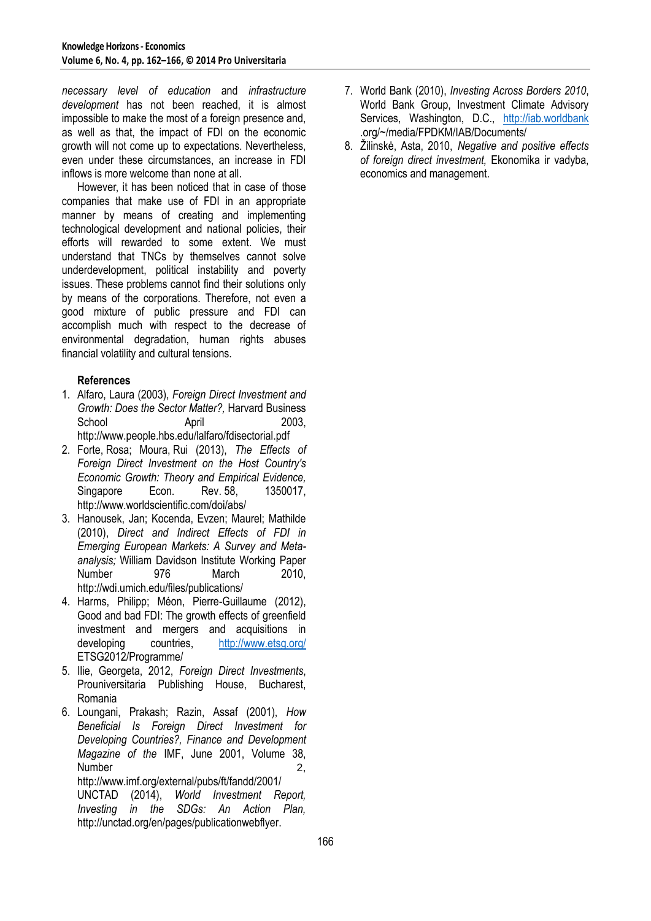*necessary level of education* and *infrastructure development* has not been reached, it is almost impossible to make the most of a foreign presence and, as well as that, the impact of FDI on the economic growth will not come up to expectations. Nevertheless, even under these circumstances, an increase in FDI inflows is more welcome than none at all.

However, it has been noticed that in case of those companies that make use of FDI in an appropriate manner by means of creating and implementing technological development and national policies, their efforts will rewarded to some extent. We must understand that TNCs by themselves cannot solve underdevelopment, political instability and poverty issues. These problems cannot find their solutions only by means of the corporations. Therefore, not even a good mixture of public pressure and FDI can accomplish much with respect to the decrease of environmental degradation, human rights abuses financial volatility and cultural tensions.

**References**

1. Alfaro, Laura (2003), *Foreign Direct Investment and Growth: Does the Sector Matter?,* Harvard Business School April 2003, http://www.people.hbs.edu/lalfaro/fdisectorial.pdf
2. Forte, Rosa; Moura, Rui (2013), *The Effects of Foreign Direct Investment on the Host Country's Economic Growth: Theory and Empirical Evidence,* Singapore Econ. Rev. 58, 1350017, http://www.worldscientific.com/doi/abs/
3. Hanousek, Jan; Kocenda, Evzen; Maurel; Mathilde (2010), *Direct and Indirect Effects of FDI in Emerging European Markets: A Survey and Meta-analysis;* William Davidson Institute Working Paper Number 976 March 2010, http://wdi.umich.edu/files/publications/
4. Harms, Philipp; Méon, Pierre-Guillaume (2012), Good and bad FDI: The growth effects of greenfield investment and mergers and acquisitions in developing countries, http://www.etsg.org/ETSG2012/Programme/
5. Ilie, Georgeta, 2012, *Foreign Direct Investments*, Prouniversitaria Publishing House, Bucharest, Romania
6. Loungani, Prakash; Razin, Assaf (2001), *How Beneficial Is Foreign Direct Investment for Developing Countries?, Finance and Development Magazine of the* IMF, June 2001, Volume 38, Number 2, http://www.imf.org/external/pubs/ft/fandd/2001/
   UNCTAD (2014), *World Investment Report, Investing in the SDGs: An Action Plan,* http://unctad.org/en/pages/publicationwebflyer.
7. World Bank (2010), *Investing Across Borders 2010*, World Bank Group, Investment Climate Advisory Services, Washington, D.C., http://iab.worldbank.org/~/media/FPDKM/IAB/Documents/
8. Žilinskė, Asta, 2010, *Negative and positive effects of foreign direct investment,* Ekonomika ir vadyba, economics and management.